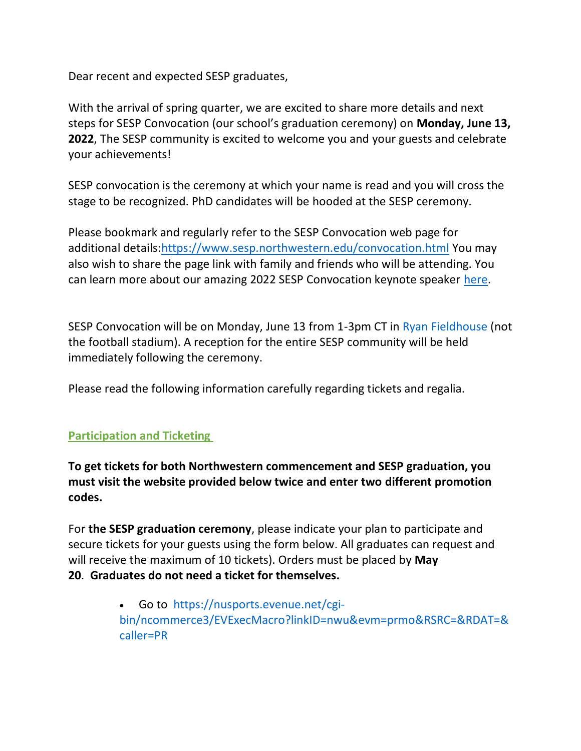Dear recent and expected SESP graduates,

With the arrival of spring quarter, we are excited to share more details and next steps for SESP Convocation (our school's graduation ceremony) on **Monday, June 13, 2022**, The SESP community is excited to welcome you and your guests and celebrate your achievements!

SESP convocation is the ceremony at which your name is read and you will cross the stage to be recognized. PhD candidates will be hooded at the SESP ceremony.

Please bookmark and regularly refer to the SESP Convocation web page for additional details:[https://www.sesp.northwestern.edu/convocation.html](https://www.sesp.northwestern.edu/convocation.html) You may also wish to share the page link with family and friends who will be attending. You can learn more about our amazing 2022 SESP Convocation keynote speaker here.

SESP Convocation will be on Monday, June 13 from 1-3pm CT in Ryan Fieldhouse (not the football stadium). A reception for the entire SESP community will be held immediately following the ceremony.

Please read the following information carefully regarding tickets and regalia.

## Participation and Ticketing

**To get tickets for both Northwestern commencement and SESP graduation, you must visit the website provided below twice and enter two different promotion codes.**

For **the SESP graduation ceremony**, please indicate your plan to participate and secure tickets for your guests using the form below. All graduates can request and will receive the maximum of 10 tickets). Orders must be placed by **May 20**. **Graduates do not need a ticket for themselves.**

- Go to https://nusports.evenue.net/cgi-bin/ncommerce3/EVExecMacro?linkID=nwu&evm=prmo&RSRC=&RDAT=&caller=PR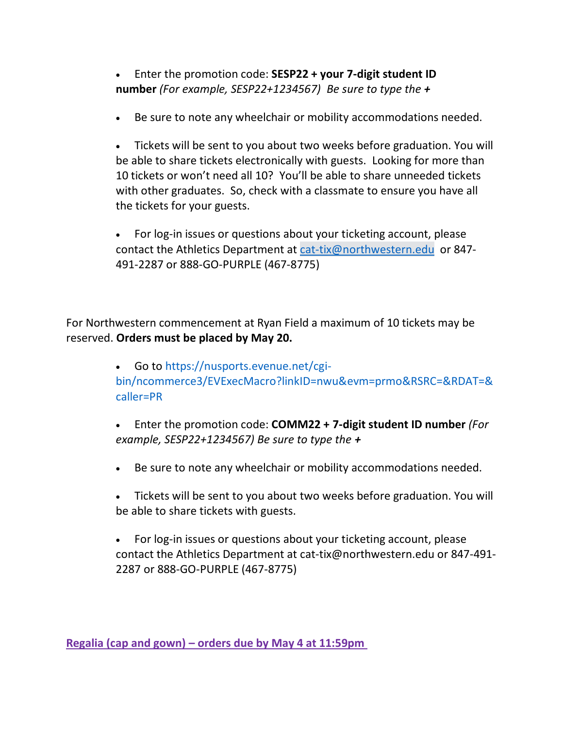- Enter the promotion code: **SESP22 + your 7-digit student ID number** *(For example, SESP22+1234567)  Be sure to type the +*

- Be sure to note any wheelchair or mobility accommodations needed.

- Tickets will be sent to you about two weeks before graduation. You will be able to share tickets electronically with guests.  Looking for more than 10 tickets or won't need all 10?  You'll be able to share unneeded tickets with other graduates.  So, check with a classmate to ensure you have all the tickets for your guests.

- For log-in issues or questions about your ticketing account, please contact the Athletics Department at cat-tix@northwestern.edu or 847-491-2287 or 888-GO-PURPLE (467-8775)

For Northwestern commencement at Ryan Field a maximum of 10 tickets may be reserved. **Orders must be placed by May 20.**

- Go to https://nusports.evenue.net/cgi-bin/ncommerce3/EVExecMacro?linkID=nwu&evm=prmo&RSRC=&RDAT=&caller=PR

- Enter the promotion code: **COMM22 + 7-digit student ID number** *(For example, SESP22+1234567) Be sure to type the +*

- Be sure to note any wheelchair or mobility accommodations needed.

- Tickets will be sent to you about two weeks before graduation. You will be able to share tickets with guests.

- For log-in issues or questions about your ticketing account, please contact the Athletics Department at cat-tix@northwestern.edu or 847-491-2287 or 888-GO-PURPLE (467-8775)

**Regalia (cap and gown) – orders due by May 4 at 11:59pm**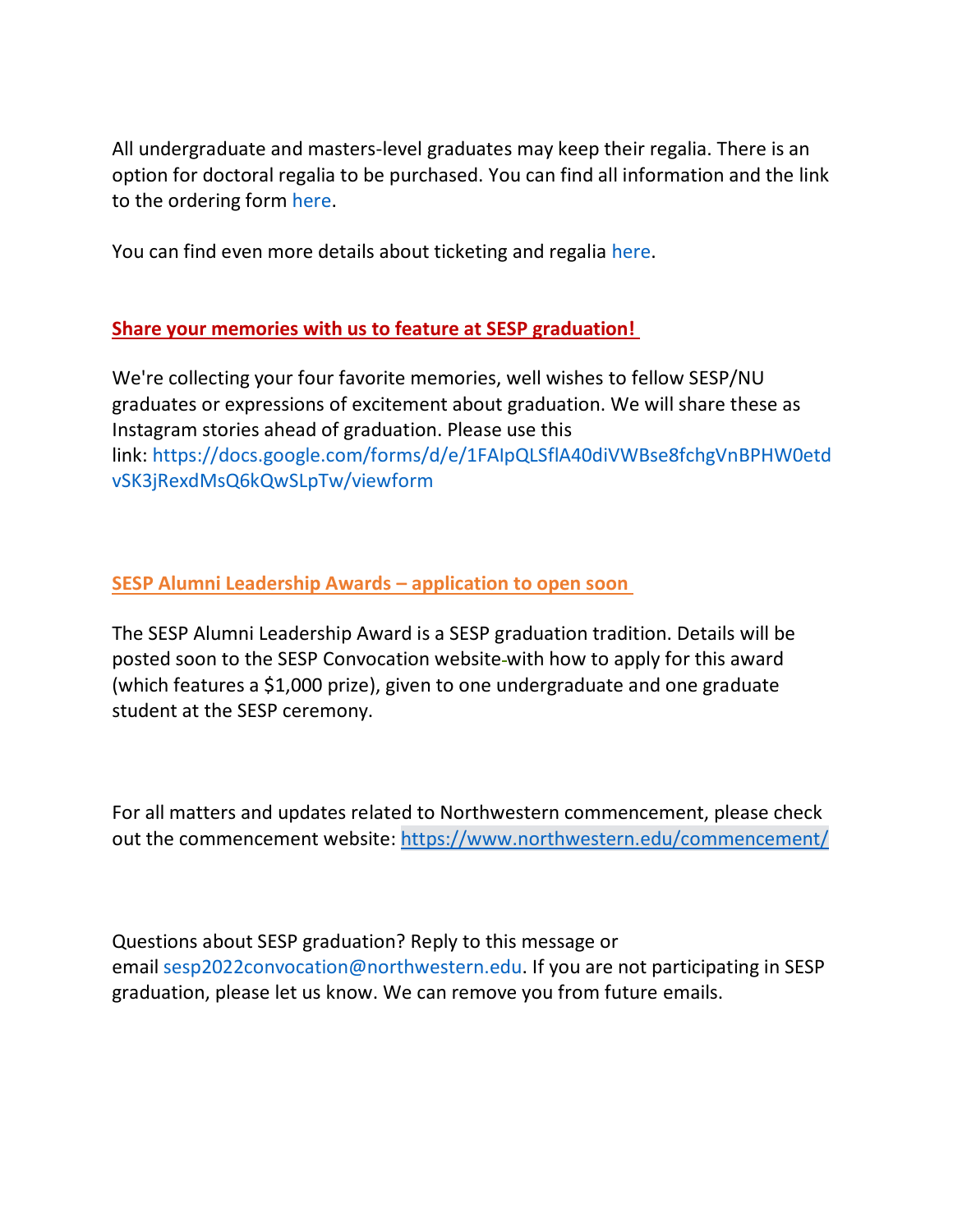All undergraduate and masters-level graduates may keep their regalia. There is an option for doctoral regalia to be purchased. You can find all information and the link to the ordering form here.

You can find even more details about ticketing and regalia here.

**Share your memories with us to feature at SESP graduation!**

We're collecting your four favorite memories, well wishes to fellow SESP/NU graduates or expressions of excitement about graduation. We will share these as Instagram stories ahead of graduation. Please use this link: https://docs.google.com/forms/d/e/1FAIpQLSflA40diVWBse8fchgVnBPHW0etdvSK3jRexdMsQ6kQwSLpTw/viewform

**SESP Alumni Leadership Awards – application to open soon**

The SESP Alumni Leadership Award is a SESP graduation tradition. Details will be posted soon to the SESP Convocation website with how to apply for this award (which features a $1,000 prize), given to one undergraduate and one graduate student at the SESP ceremony.

For all matters and updates related to Northwestern commencement, please check out the commencement website: https://www.northwestern.edu/commencement/

Questions about SESP graduation? Reply to this message or email sesp2022convocation@northwestern.edu. If you are not participating in SESP graduation, please let us know. We can remove you from future emails.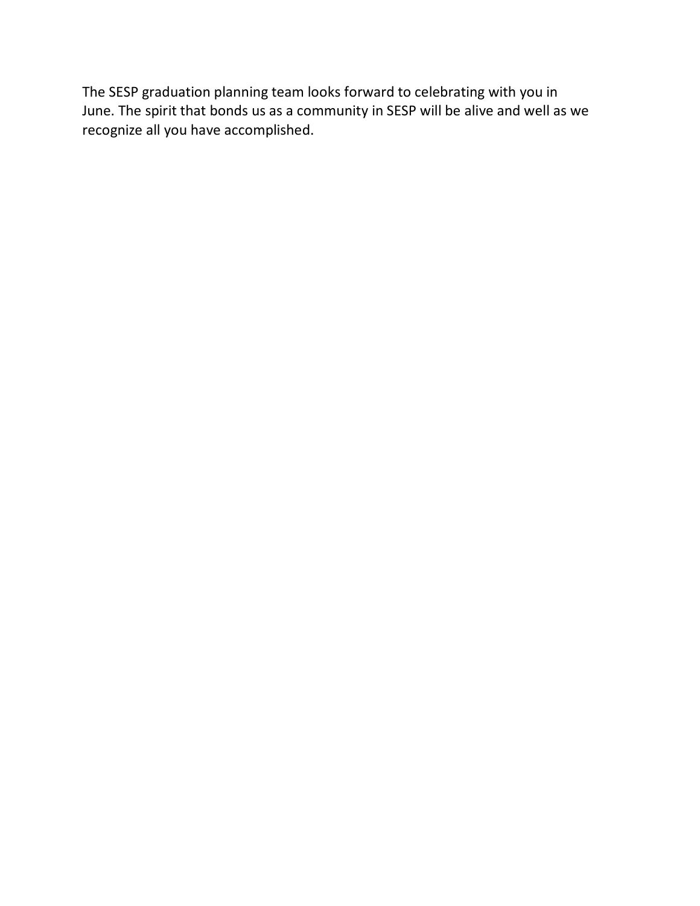The SESP graduation planning team looks forward to celebrating with you in June. The spirit that bonds us as a community in SESP will be alive and well as we recognize all you have accomplished.